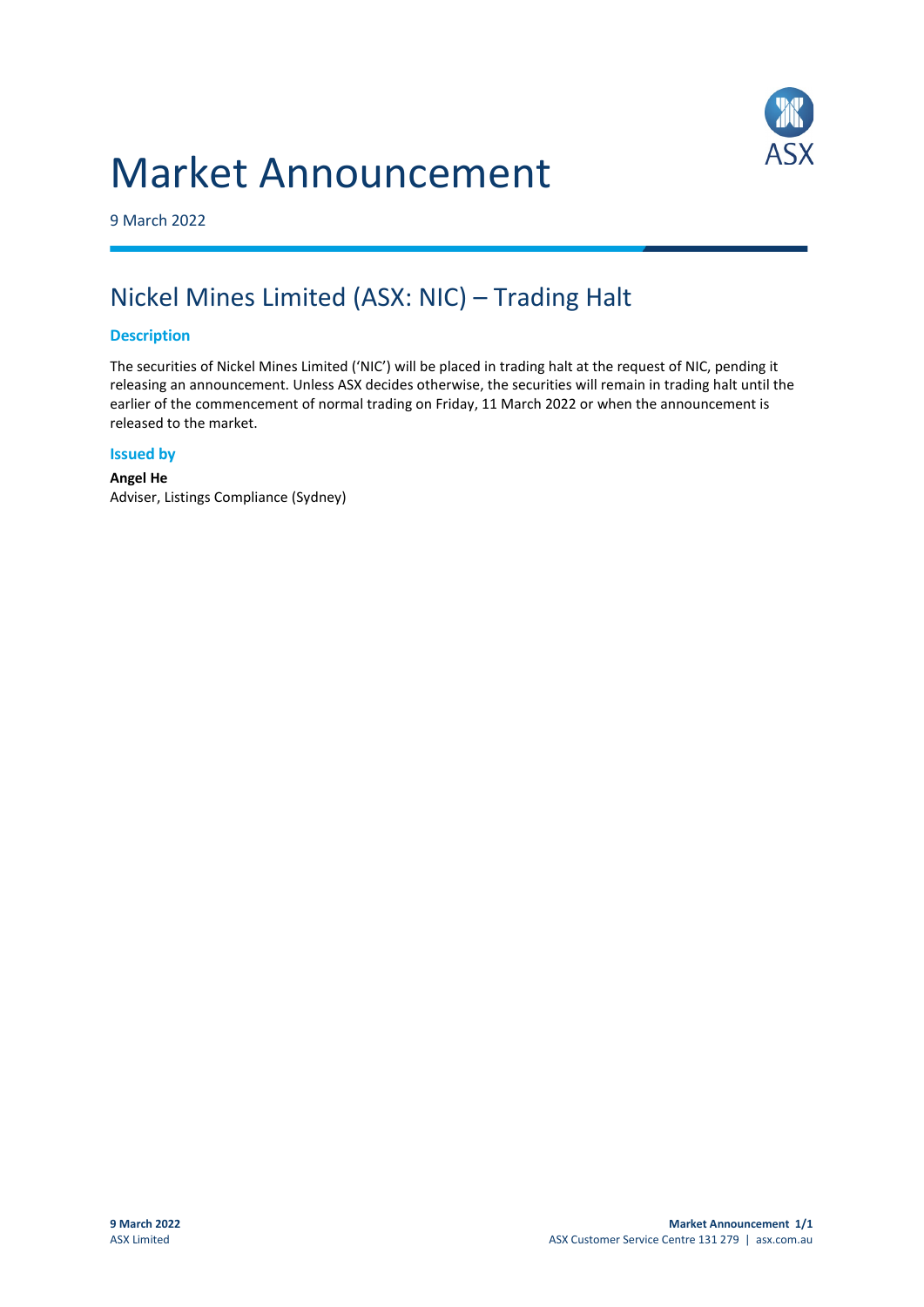# Market Announcement

9 March 2022

## Nickel Mines Limited (ASX: NIC) – Trading Halt

### Description

The securities of Nickel Mines Limited ('NIC') will be placed in trading halt at the request of NIC, pending it releasing an announcement. Unless ASX decides otherwise, the securities will remain in trading halt until the earlier of the commencement of normal trading on Friday, 11 March 2022 or when the announcement is released to the market.

### Issued by

**Angel He**
Adviser, Listings Compliance (Sydney)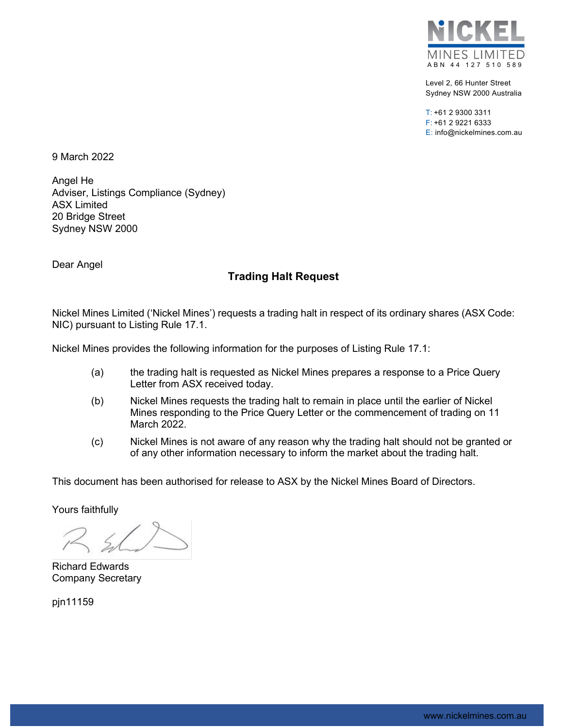NICKEL MINES LIMITED
ABN 44 127 510 589

Level 2, 66 Hunter Street
Sydney NSW 2000 Australia

T: +61 2 9300 3311
F: +61 2 9221 6333
E: info@nickelmines.com.au

9 March 2022

Angel He
Adviser, Listings Compliance (Sydney)
ASX Limited
20 Bridge Street
Sydney NSW 2000

Dear Angel

**Trading Halt Request**

Nickel Mines Limited ('Nickel Mines') requests a trading halt in respect of its ordinary shares (ASX Code: NIC) pursuant to Listing Rule 17.1.

Nickel Mines provides the following information for the purposes of Listing Rule 17.1:

(a) the trading halt is requested as Nickel Mines prepares a response to a Price Query Letter from ASX received today.

(b) Nickel Mines requests the trading halt to remain in place until the earlier of Nickel Mines responding to the Price Query Letter or the commencement of trading on 11 March 2022.

(c) Nickel Mines is not aware of any reason why the trading halt should not be granted or of any other information necessary to inform the market about the trading halt.

This document has been authorised for release to ASX by the Nickel Mines Board of Directors.

Yours faithfully

Richard Edwards
Company Secretary

pjn11159

www.nickelmines.com.au